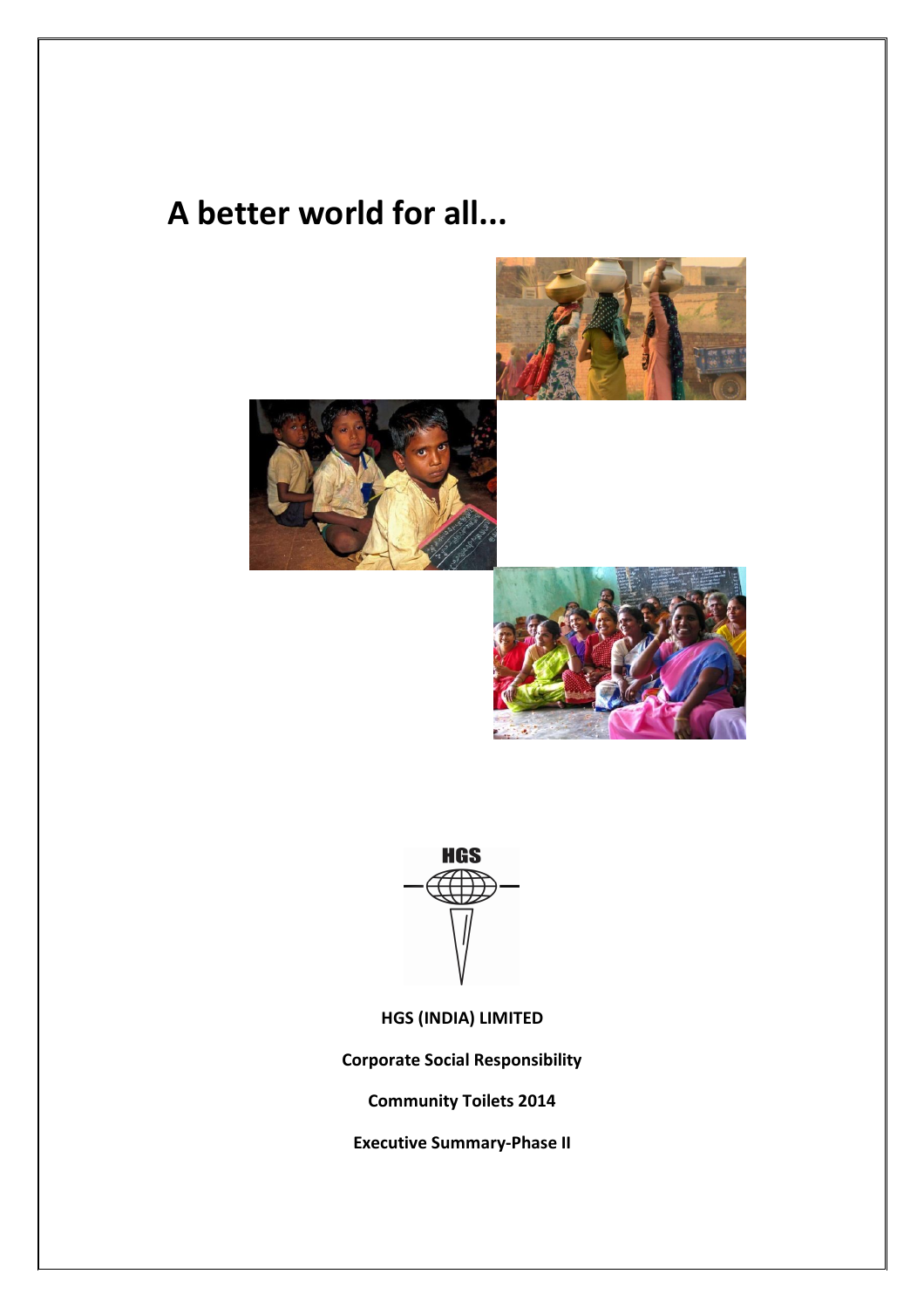# A better world for all...

HGS

**HGS (INDIA) LIMITED**

**Corporate Social Responsibility**

**Community Toilets 2014**

**Executive Summary-Phase II**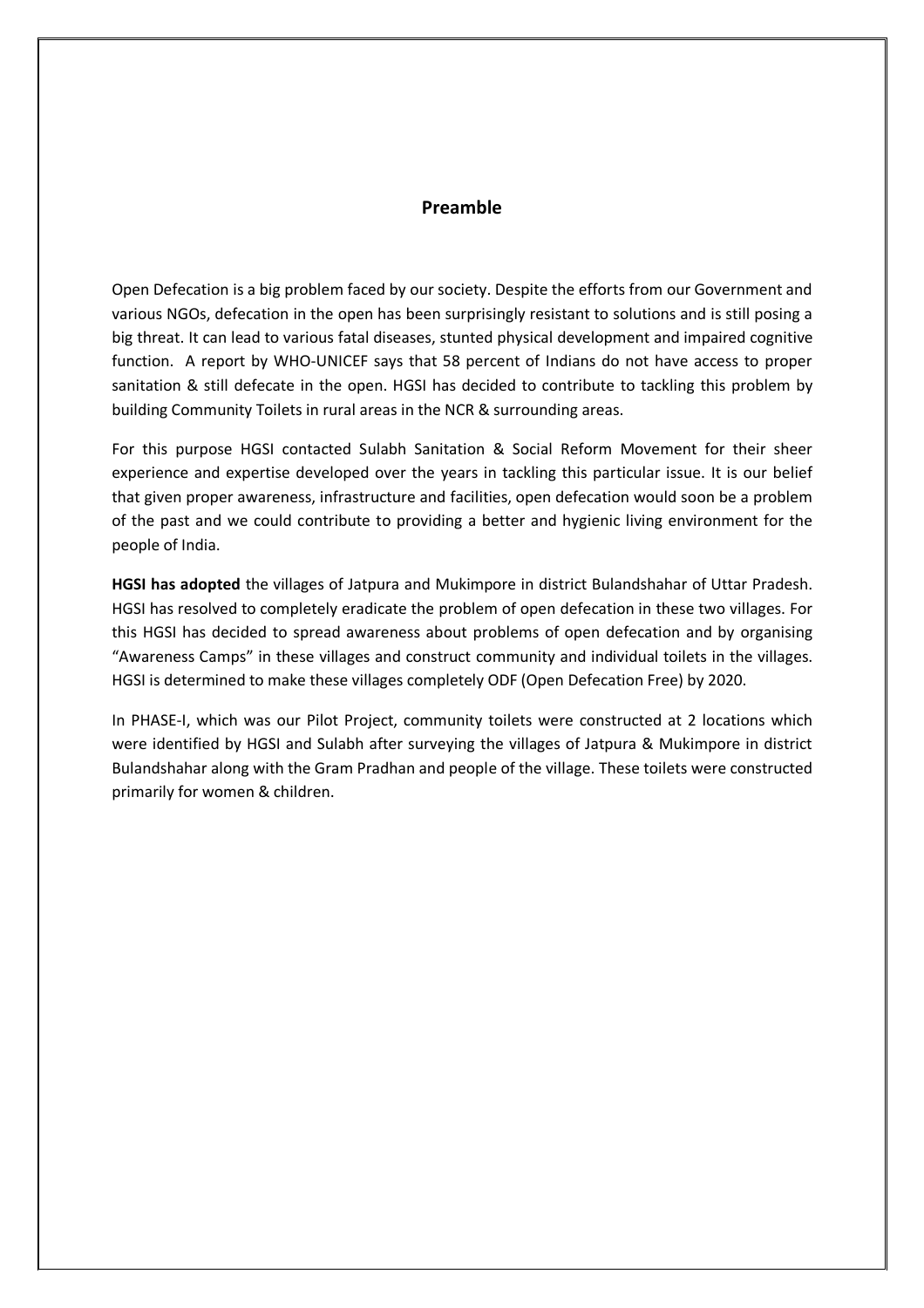## Preamble

Open Defecation is a big problem faced by our society. Despite the efforts from our Government and various NGOs, defecation in the open has been surprisingly resistant to solutions and is still posing a big threat. It can lead to various fatal diseases, stunted physical development and impaired cognitive function. A report by WHO-UNICEF says that 58 percent of Indians do not have access to proper sanitation & still defecate in the open. HGSI has decided to contribute to tackling this problem by building Community Toilets in rural areas in the NCR & surrounding areas.

For this purpose HGSI contacted Sulabh Sanitation & Social Reform Movement for their sheer experience and expertise developed over the years in tackling this particular issue. It is our belief that given proper awareness, infrastructure and facilities, open defecation would soon be a problem of the past and we could contribute to providing a better and hygienic living environment for the people of India.

**HGSI has adopted** the villages of Jatpura and Mukimpore in district Bulandshahar of Uttar Pradesh. HGSI has resolved to completely eradicate the problem of open defecation in these two villages. For this HGSI has decided to spread awareness about problems of open defecation and by organising "Awareness Camps" in these villages and construct community and individual toilets in the villages. HGSI is determined to make these villages completely ODF (Open Defecation Free) by 2020.

In PHASE-I, which was our Pilot Project, community toilets were constructed at 2 locations which were identified by HGSI and Sulabh after surveying the villages of Jatpura & Mukimpore in district Bulandshahar along with the Gram Pradhan and people of the village. These toilets were constructed primarily for women & children.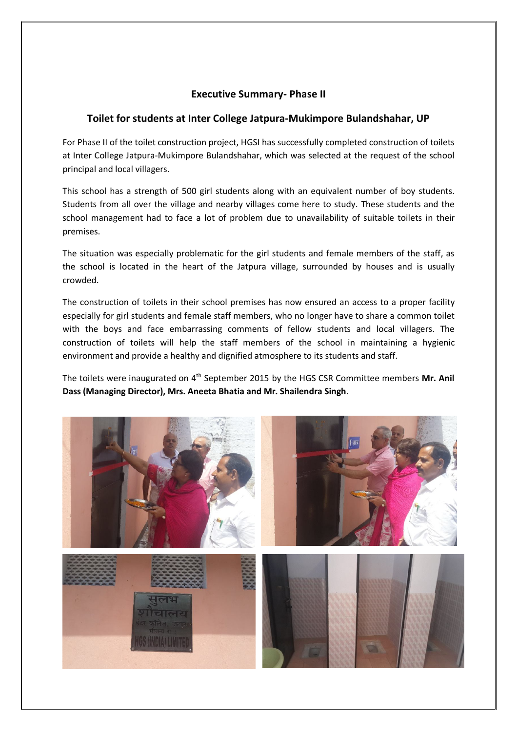## Executive Summary- Phase II

### Toilet for students at Inter College Jatpura-Mukimpore Bulandshahar, UP

For Phase II of the toilet construction project, HGSI has successfully completed construction of toilets at Inter College Jatpura-Mukimpore Bulandshahar, which was selected at the request of the school principal and local villagers.

This school has a strength of 500 girl students along with an equivalent number of boy students. Students from all over the village and nearby villages come here to study. These students and the school management had to face a lot of problem due to unavailability of suitable toilets in their premises.

The situation was especially problematic for the girl students and female members of the staff, as the school is located in the heart of the Jatpura village, surrounded by houses and is usually crowded.

The construction of toilets in their school premises has now ensured an access to a proper facility especially for girl students and female staff members, who no longer have to share a common toilet with the boys and face embarrassing comments of fellow students and local villagers. The construction of toilets will help the staff members of the school in maintaining a hygienic environment and provide a healthy and dignified atmosphere to its students and staff.

The toilets were inaugurated on 4th September 2015 by the HGS CSR Committee members **Mr. Anil Dass (Managing Director), Mrs. Aneeta Bhatia and Mr. Shailendra Singh**.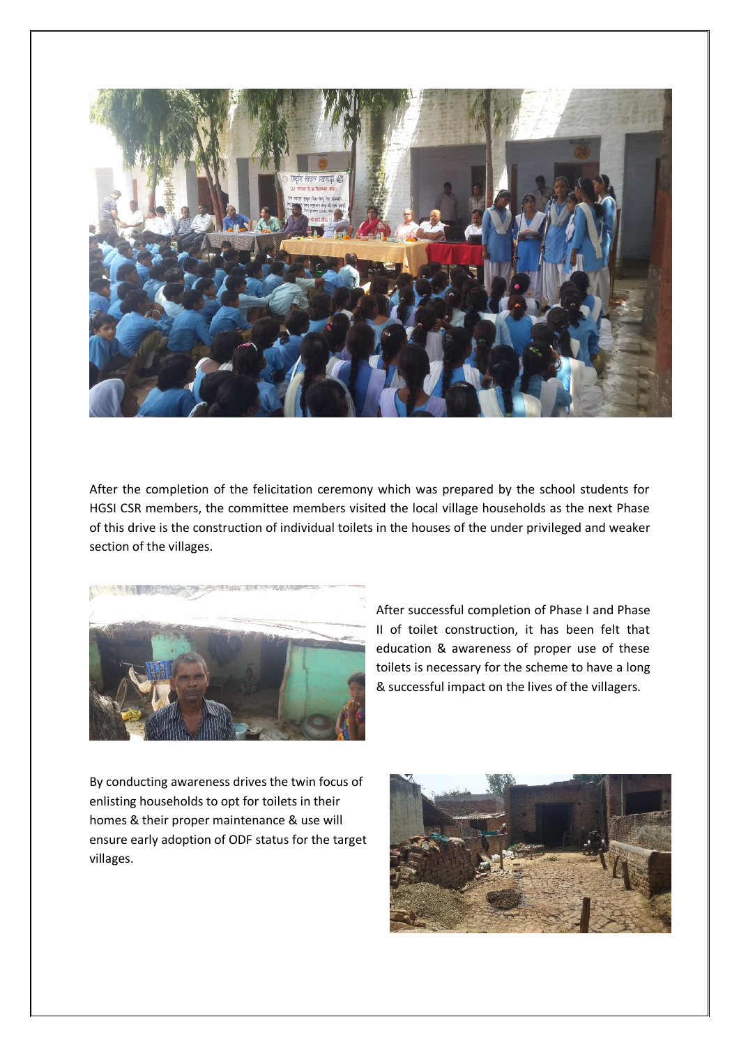After the completion of the felicitation ceremony which was prepared by the school students for HGSI CSR members, the committee members visited the local village households as the next Phase of this drive is the construction of individual toilets in the houses of the under privileged and weaker section of the villages.

After successful completion of Phase I and Phase II of toilet construction, it has been felt that education & awareness of proper use of these toilets is necessary for the scheme to have a long & successful impact on the lives of the villagers.

By conducting awareness drives the twin focus of enlisting households to opt for toilets in their homes & their proper maintenance & use will ensure early adoption of ODF status for the target villages.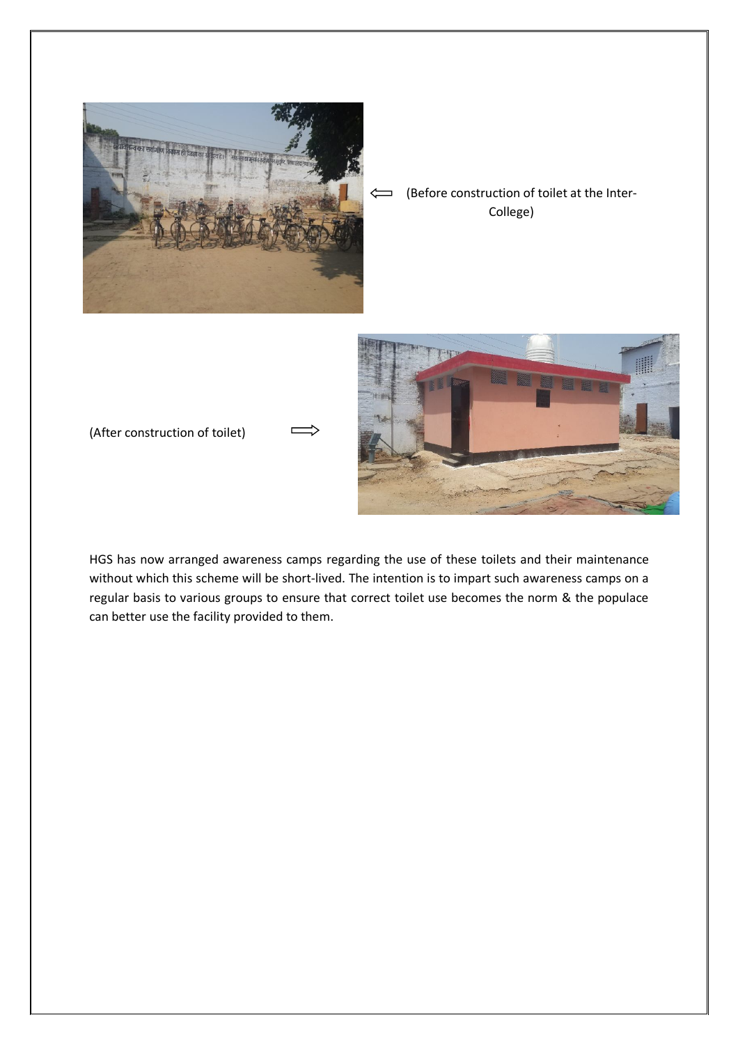⇦ (Before construction of toilet at the Inter-College)

(After construction of toilet) ⇨

HGS has now arranged awareness camps regarding the use of these toilets and their maintenance without which this scheme will be short-lived. The intention is to impart such awareness camps on a regular basis to various groups to ensure that correct toilet use becomes the norm & the populace can better use the facility provided to them.